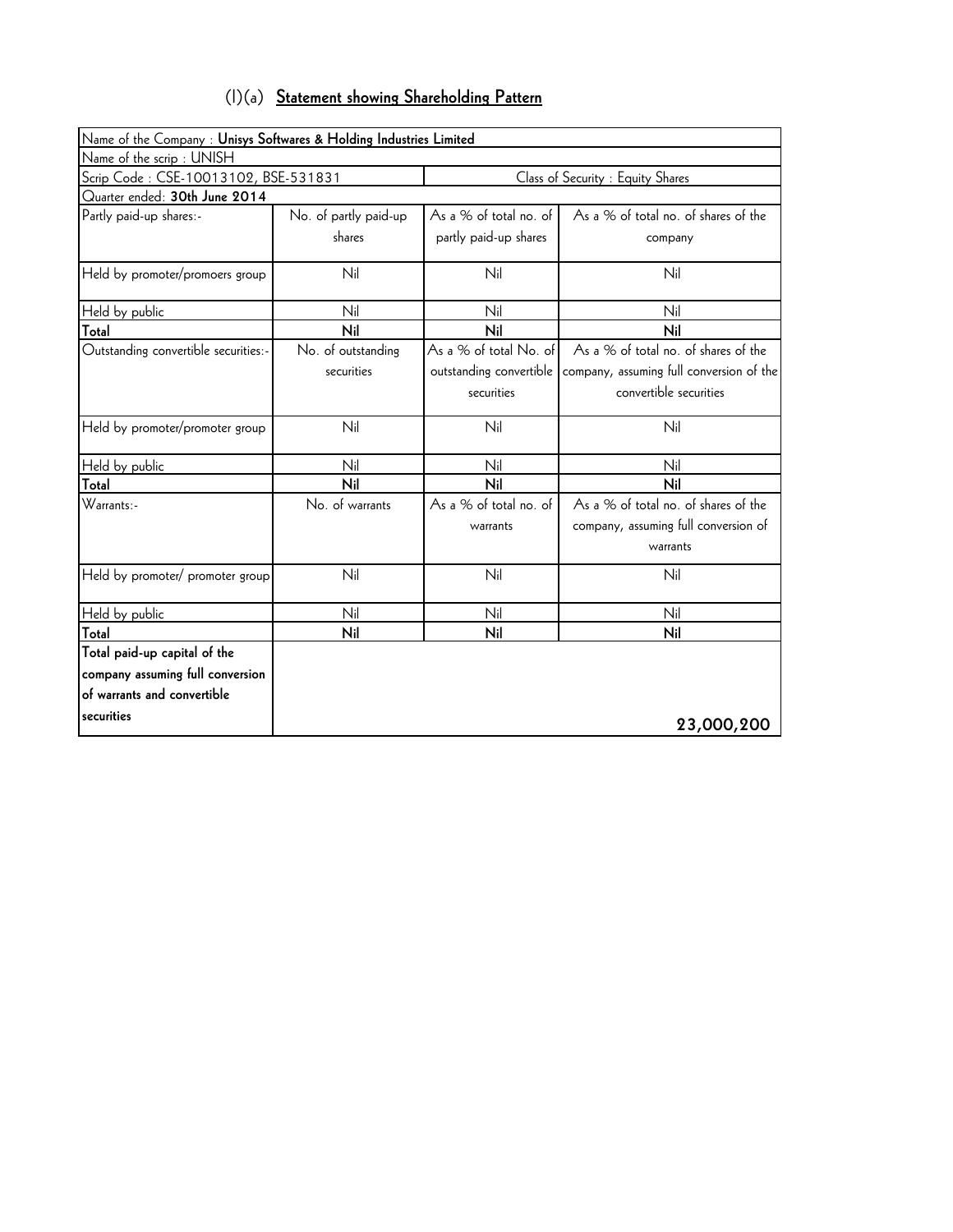## (I)(a) Statement showing Shareholding Pattern

| Name of the Company : **Unisys Softwares & Holding Industries Limited** | | | |
|---|---|---|---|
| Name of the scrip : UNISH | | | |
| Scrip Code : CSE-10013102, BSE-531831 | | Class of Security : Equity Shares | |
| Quarter ended: **30th June 2014** | | | |
| Partly paid-up shares:- | No. of partly paid-up shares | As a % of total no. of partly paid-up shares | As a % of total no. of shares of the company |
| Held by promoter/promoers group | Nil | Nil | Nil |
| Held by public | Nil | Nil | Nil |
| **Total** | **Nil** | **Nil** | **Nil** |
| Outstanding convertible securities:- | No. of outstanding securities | As a % of total No. of outstanding convertible securities | As a % of total no. of shares of the company, assuming full conversion of the convertible securities |
| Held by promoter/promoter group | Nil | Nil | Nil |
| Held by public | Nil | Nil | Nil |
| **Total** | **Nil** | **Nil** | **Nil** |
| Warrants:- | No. of warrants | As a % of total no. of warrants | As a % of total no. of shares of the company, assuming full conversion of warrants |
| Held by promoter/ promoter group | Nil | Nil | Nil |
| Held by public | Nil | Nil | Nil |
| **Total** | **Nil** | **Nil** | **Nil** |
| **Total paid-up capital of the company assuming full conversion of warrants and convertible securities** | | | **23,000,200** |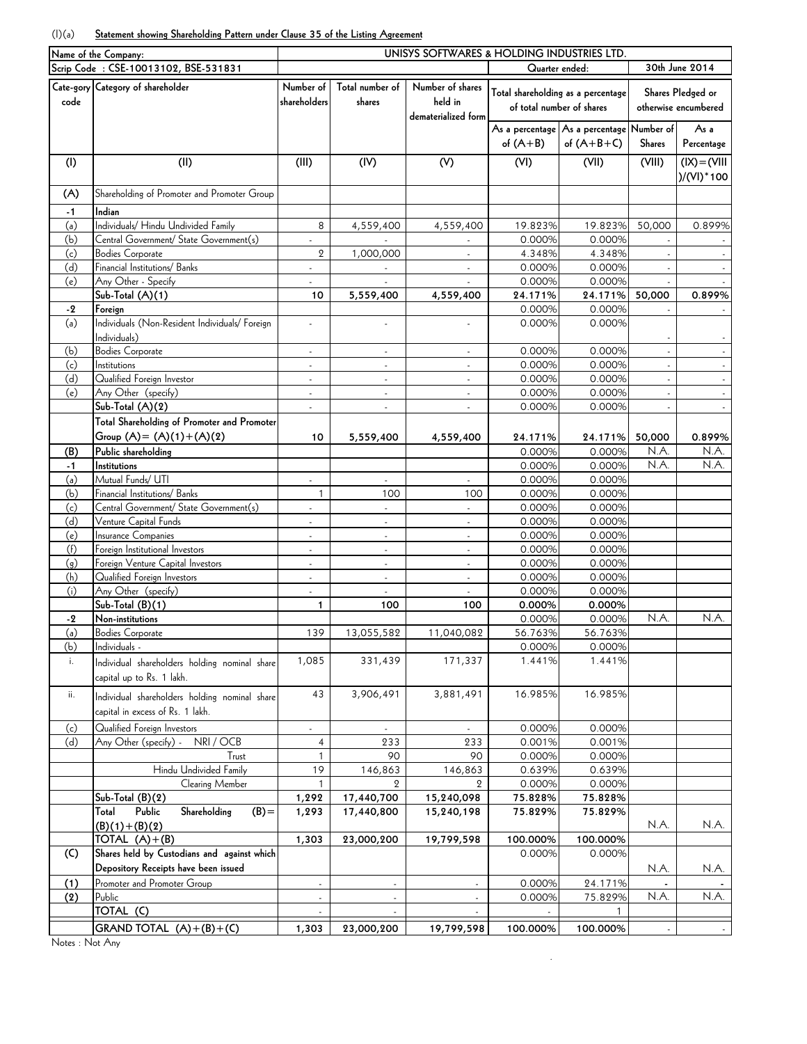(I)(a) **Statement showing Shareholding Pattern under Clause 35 of the Listing Agreement**

| Name of the Company: | | UNISYS SOFTWARES & HOLDING INDUSTRIES LTD. | | | | | | |
|---|---|---|---|---|---|---|---|---|
| Scrip Code : CSE-10013102, BSE-531831 | | | | | Quarter ended: | | 30th June 2014 | |
| Cate-gory code | Category of shareholder | Number of shareholders | Total number of shares | Number of shares held in dematerialized form | Total shareholding as a percentage of total number of shares | | Shares Pledged or otherwise encumbered | |
| | | | | | As a percentage of (A+B) | As a percentage of (A+B+C) | Number of Shares | As a Percentage |
| (I) | (II) | (III) | (IV) | (V) | (VI) | (VII) | (VIII) | (IX)=(VIII)/(VI)*100 |
| (A) | Shareholding of Promoter and Promoter Group | | | | | | | |
| -1 | **Indian** | | | | | | | |
| (a) | Individuals/ Hindu Undivided Family | 8 | 4,559,400 | 4,559,400 | 19.823% | 19.823% | 50,000 | 0.899% |
| (b) | Central Government/ State Government(s) | - | - | - | 0.000% | 0.000% | - | - |
| (c) | Bodies Corporate | 2 | 1,000,000 | - | 4.348% | 4.348% | - | - |
| (d) | Financial Institutions/ Banks | - | - | - | 0.000% | 0.000% | - | - |
| (e) | Any Other - Specify | - | - | - | 0.000% | 0.000% | - | - |
| | **Sub-Total (A)(1)** | **10** | **5,559,400** | **4,559,400** | **24.171%** | **24.171%** | **50,000** | **0.899%** |
| -2 | **Foreign** | | | | 0.000% | 0.000% | - | - |
| (a) | Individuals (Non-Resident Individuals/ Foreign Individuals) | - | - | - | 0.000% | 0.000% | - | - |
| (b) | Bodies Corporate | - | - | - | 0.000% | 0.000% | - | - |
| (c) | Institutions | - | - | - | 0.000% | 0.000% | - | - |
| (d) | Qualified Foreign Investor | - | - | - | 0.000% | 0.000% | - | - |
| (e) | Any Other (specify) | - | - | - | 0.000% | 0.000% | - | - |
| | **Sub-Total (A)(2)** | - | - | - | 0.000% | 0.000% | - | - |
| | **Total Shareholding of Promoter and Promoter Group (A)= (A)(1)+(A)(2)** | **10** | **5,559,400** | **4,559,400** | **24.171%** | **24.171%** | **50,000** | **0.899%** |
| **(B)** | **Public shareholding** | | | | 0.000% | 0.000% | N.A. | N.A. |
| -1 | **Institutions** | | | | 0.000% | 0.000% | N.A. | N.A. |
| (a) | Mutual Funds/ UTI | - | - | - | 0.000% | 0.000% | | |
| (b) | Financial Institutions/ Banks | 1 | 100 | 100 | 0.000% | 0.000% | | |
| (c) | Central Government/ State Government(s) | - | - | - | 0.000% | 0.000% | | |
| (d) | Venture Capital Funds | - | - | - | 0.000% | 0.000% | | |
| (e) | Insurance Companies | - | - | - | 0.000% | 0.000% | | |
| (f) | Foreign Institutional Investors | - | - | - | 0.000% | 0.000% | | |
| (g) | Foreign Venture Capital Investors | - | - | - | 0.000% | 0.000% | | |
| (h) | Qualified Foreign Investors | - | - | - | 0.000% | 0.000% | | |
| (i) | Any Other (specify) | - | - | - | 0.000% | 0.000% | | |
| | **Sub-Total (B)(1)** | **1** | **100** | **100** | **0.000%** | **0.000%** | | |
| -2 | **Non-institutions** | | | | 0.000% | 0.000% | N.A. | N.A. |
| (a) | Bodies Corporate | 139 | 13,055,582 | 11,040,082 | 56.763% | 56.763% | | |
| (b) | Individuals - | | | | 0.000% | 0.000% | | |
| i. | Individual shareholders holding nominal share capital up to Rs. 1 lakh. | 1,085 | 331,439 | 171,337 | 1.441% | 1.441% | | |
| ii. | Individual shareholders holding nominal share capital in excess of Rs. 1 lakh. | 43 | 3,906,491 | 3,881,491 | 16.985% | 16.985% | | |
| (c) | Qualified Foreign Investors | - | - | - | 0.000% | 0.000% | | |
| (d) | Any Other (specify) - NRI / OCB | 4 | 233 | 233 | 0.001% | 0.001% | | |
| | Trust | 1 | 90 | 90 | 0.000% | 0.000% | | |
| | Hindu Undivided Family | 19 | 146,863 | 146,863 | 0.639% | 0.639% | | |
| | Clearing Member | 1 | 2 | 2 | 0.000% | 0.000% | | |
| | **Sub-Total (B)(2)** | **1,292** | **17,440,700** | **15,240,098** | **75.828%** | **75.828%** | | |
| | **Total Public Shareholding (B)= (B)(1)+(B)(2)** | **1,293** | **17,440,800** | **15,240,198** | **75.829%** | **75.829%** | N.A. | N.A. |
| | **TOTAL (A)+(B)** | **1,303** | **23,000,200** | **19,799,598** | **100.000%** | **100.000%** | | |
| **(C)** | **Shares held by Custodians and against which Depository Receipts have been issued** | | | | 0.000% | 0.000% | N.A. | N.A. |
| **(1)** | Promoter and Promoter Group | - | - | - | 0.000% | 24.171% | - | - |
| **(2)** | Public | - | - | - | 0.000% | 75.829% | N.A. | N.A. |
| | **TOTAL (C)** | - | - | - | - | 1 | | |
| | **GRAND TOTAL (A)+(B)+(C)** | **1,303** | **23,000,200** | **19,799,598** | **100.000%** | **100.000%** | - | - |

Notes : Not Any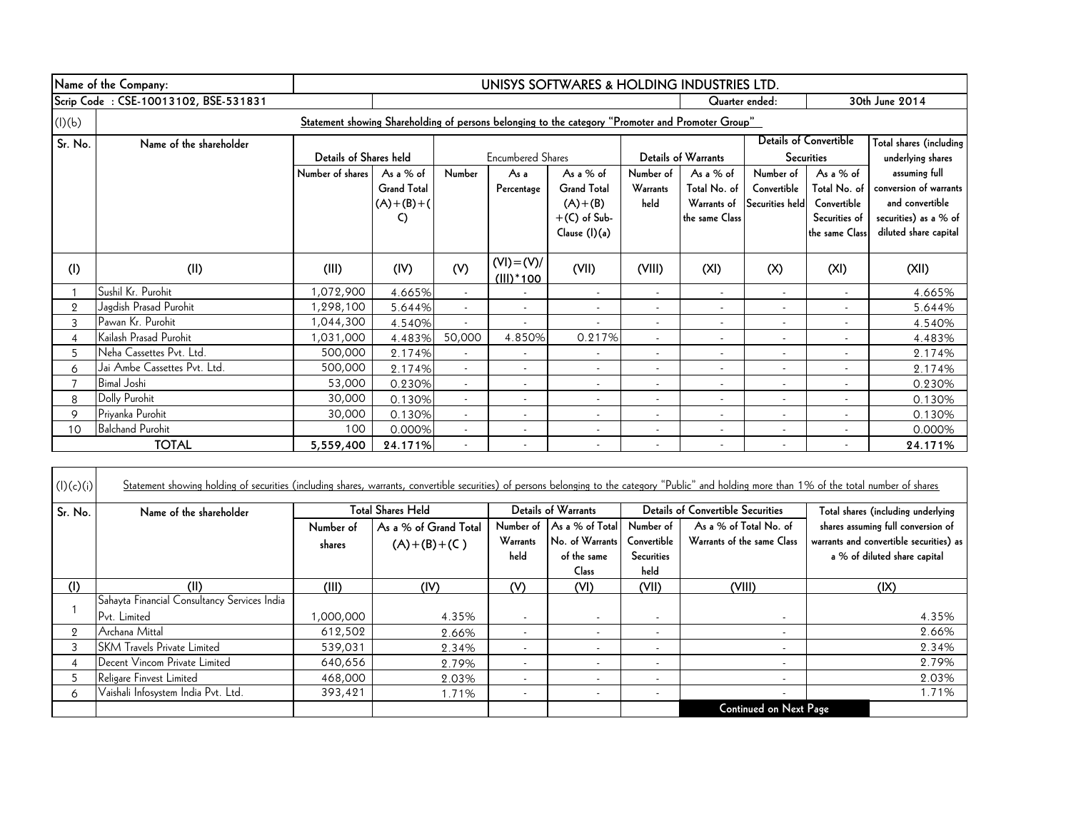| Name of the Company: | UNISYS SOFTWARES & HOLDING INDUSTRIES LTD. | | | | | | | | | |
|---|---|---|---|---|---|---|---|---|---|---|
| Scrip Code : CSE-10013102, BSE-531831 | | | | | | | Quarter ended: | | 30th June 2014 | |

(I)(b) **Statement showing Shareholding of persons belonging to the category "Promoter and Promoter Group"**

| Sr. No. | Name of the shareholder | Details of Shares held | | Encumbered Shares | | | Details of Warrants | | Details of Convertible Securities | | Total shares (including underlying shares assuming full conversion of warrants and convertible securities) as a % of diluted share capital |
|---|---|---|---|---|---|---|---|---|---|---|---|
| | | Number of shares | As a % of Grand Total (A)+(B)+(C) | Number | As a Percentage | As a % of Grand Total (A)+(B)+(C) of Sub-Clause (I)(a) | Number of Warrants held | As a % of Total No. of Warrants of the same Class | Number of Convertible Securities held | As a % of Total No. of Convertible Securities of the same Class | |
| (I) | (II) | (III) | (IV) | (V) | (VI)=(V)/(III)*100 | (VII) | (VIII) | (XI) | (X) | (XI) | (XII) |
| 1 | Sushil Kr. Purohit | 1,072,900 | 4.665% | - | - | - | - | - | - | - | 4.665% |
| 2 | Jagdish Prasad Purohit | 1,298,100 | 5.644% | - | - | - | - | - | - | - | 5.644% |
| 3 | Pawan Kr. Purohit | 1,044,300 | 4.540% | - | - | - | - | - | - | - | 4.540% |
| 4 | Kailash Prasad Purohit | 1,031,000 | 4.483% | 50,000 | 4.850% | 0.217% | - | - | - | - | 4.483% |
| 5 | Neha Cassettes Pvt. Ltd. | 500,000 | 2.174% | - | - | - | - | - | - | - | 2.174% |
| 6 | Jai Ambe Cassettes Pvt. Ltd. | 500,000 | 2.174% | - | - | - | - | - | - | - | 2.174% |
| 7 | Bimal Joshi | 53,000 | 0.230% | - | - | - | - | - | - | - | 0.230% |
| 8 | Dolly Purohit | 30,000 | 0.130% | - | - | - | - | - | - | - | 0.130% |
| 9 | Priyanka Purohit | 30,000 | 0.130% | - | - | - | - | - | - | - | 0.130% |
| 10 | Balchand Purohit | 100 | 0.000% | - | - | - | - | - | - | - | 0.000% |
| | **TOTAL** | **5,559,400** | **24.171%** | - | - | - | - | - | - | - | **24.171%** |

(I)(c)(i) Statement showing holding of securities (including shares, warrants, convertible securities) of persons belonging to the category "Public" and holding more than 1% of the total number of shares

| Sr. No. | Name of the shareholder | Total Shares Held | | Details of Warrants | | Details of Convertible Securities | | Total shares (including underlying shares assuming full conversion of warrants and convertible securities) as a % of diluted share capital |
|---|---|---|---|---|---|---|---|---|
| | | Number of shares | As a % of Grand Total (A)+(B)+(C ) | Number of Warrants held | As a % of Total No. of Warrants of the same Class | Number of Convertible Securities held | As a % of Total No. of Warrants of the same Class | |
| (I) | (II) | (III) | (IV) | (V) | (VI) | (VII) | (VIII) | (IX) |
| 1 | Sahayta Financial Consultancy Services India Pvt. Limited | 1,000,000 | 4.35% | - | - | - | - | 4.35% |
| 2 | Archana Mittal | 612,502 | 2.66% | - | - | - | - | 2.66% |
| 3 | SKM Travels Private Limited | 539,031 | 2.34% | - | - | - | - | 2.34% |
| 4 | Decent Vincom Private Limited | 640,656 | 2.79% | - | - | - | - | 2.79% |
| 5 | Religare Finvest Limited | 468,000 | 2.03% | - | - | - | - | 2.03% |
| 6 | Vaishali Infosystem India Pvt. Ltd. | 393,421 | 1.71% | - | - | - | - | 1.71% |

**Continued on Next Page**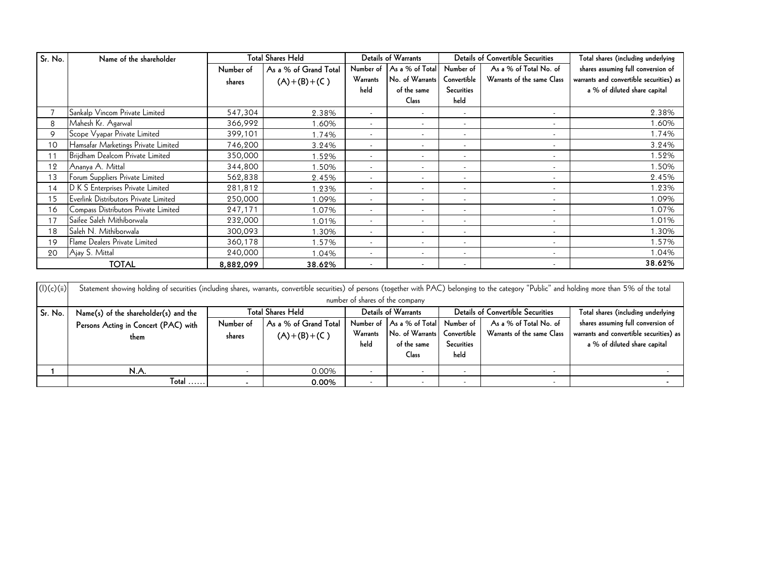| Sr. No. | Name of the shareholder | Total Shares Held | | Details of Warrants | | Details of Convertible Securities | | Total shares (including underlying shares assuming full conversion of warrants and convertible securities) as a % of diluted share capital |
|---|---|---|---|---|---|---|---|---|
| | | Number of shares | As a % of Grand Total (A)+(B)+(C ) | Number of Warrants held | As a % of Total No. of Warrants of the same Class | Number of Convertible Securities held | As a % of Total No. of Warrants of the same Class | |
| 7 | Sankalp Vincom Private Limited | 547,304 | 2.38% | - | - | - | - | 2.38% |
| 8 | Mahesh Kr. Agarwal | 366,992 | 1.60% | - | - | - | - | 1.60% |
| 9 | Scope Vyapar Private Limited | 399,101 | 1.74% | - | - | - | - | 1.74% |
| 10 | Hamsafar Marketings Private Limited | 746,200 | 3.24% | - | - | - | - | 3.24% |
| 11 | Brijdham Dealcom Private Limited | 350,000 | 1.52% | - | - | - | - | 1.52% |
| 12 | Ananya A. Mittal | 344,800 | 1.50% | - | - | - | - | 1.50% |
| 13 | Forum Suppliers Private Limited | 562,838 | 2.45% | - | - | - | - | 2.45% |
| 14 | D K S Enterprises Private Limited | 281,812 | 1.23% | - | - | - | - | 1.23% |
| 15 | Everlink Distributors Private Limited | 250,000 | 1.09% | - | - | - | - | 1.09% |
| 16 | Compass Distributors Private Limited | 247,171 | 1.07% | - | - | - | - | 1.07% |
| 17 | Saifee Saleh Mithiborwala | 232,000 | 1.01% | - | - | - | - | 1.01% |
| 18 | Saleh N. Mithiborwala | 300,093 | 1.30% | - | - | - | - | 1.30% |
| 19 | Flame Dealers Private Limited | 360,178 | 1.57% | - | - | - | - | 1.57% |
| 20 | Ajay S. Mittal | 240,000 | 1.04% | - | - | - | - | 1.04% |
| | **TOTAL** | **8,882,099** | **38.62%** | - | - | - | - | **38.62%** |

(I)(c)(ii) Statement showing holding of securities (including shares, warrants, convertible securities) of persons (together with PAC) belonging to the category "Public" and holding more than 5% of the total number of shares of the company

| Sr. No. | Name(s) of the shareholder(s) and the Persons Acting in Concert (PAC) with them | Total Shares Held | | Details of Warrants | | Details of Convertible Securities | | Total shares (including underlying shares assuming full conversion of warrants and convertible securities) as a % of diluted share capital |
|---|---|---|---|---|---|---|---|---|
| | | Number of shares | As a % of Grand Total (A)+(B)+(C ) | Number of Warrants held | As a % of Total No. of Warrants of the same Class | Number of Convertible Securities held | As a % of Total No. of Warrants of the same Class | |
| 1 | N.A. | - | 0.00% | - | - | - | - | - |
| | Total ...... | - | **0.00%** | - | - | - | - | - |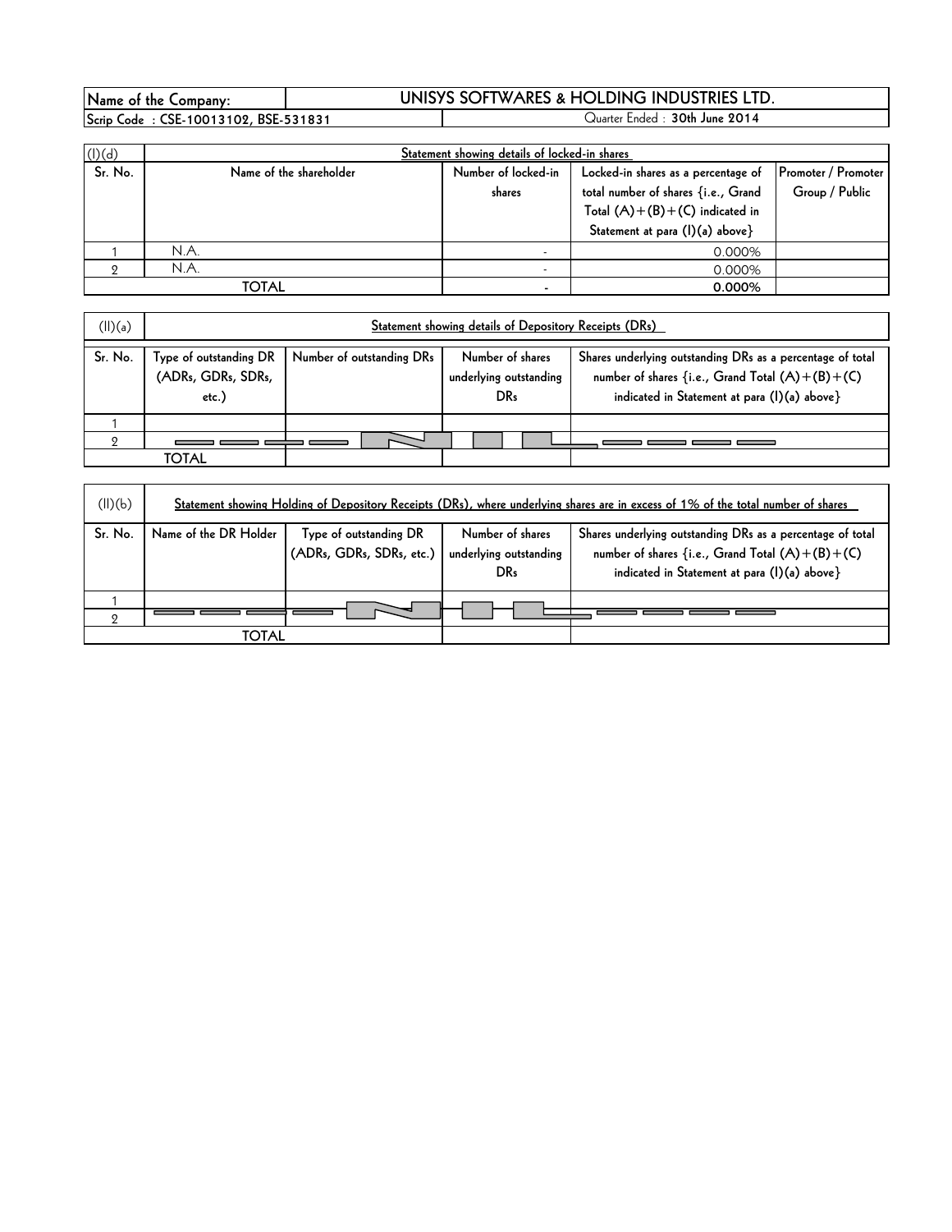| Name of the Company: | UNISYS SOFTWARES & HOLDING INDUSTRIES LTD. |
|---|---|
| Scrip Code : CSE-10013102, BSE-531831 | Quarter Ended : **30th June 2014** |

| (I)(d) | Statement showing details of locked-in shares | | | |
|---|---|---|---|---|
| Sr. No. | Name of the shareholder | Number of locked-in shares | Locked-in shares as a percentage of total number of shares {i.e., Grand Total (A)+(B)+(C) indicated in Statement at para (I)(a) above} | Promoter / Promoter Group / Public |
| 1 | N.A. | - | 0.000% | |
| 2 | N.A. | - | 0.000% | |
| TOTAL | | - | 0.000% | |

| (II)(a) | Statement showing details of Depository Receipts (DRs) | | | |
|---|---|---|---|---|
| Sr. No. | Type of outstanding DR (ADRs, GDRs, SDRs, etc.) | Number of outstanding DRs | Number of shares underlying outstanding DRs | Shares underlying outstanding DRs as a percentage of total number of shares {i.e., Grand Total (A)+(B)+(C) indicated in Statement at para (I)(a) above} |
| 1 | | | | |
| 2 | | | | |
| TOTAL | | | | |

| (II)(b) | Statement showing Holding of Depository Receipts (DRs), where underlying shares are in excess of 1% of the total number of shares | | | |
|---|---|---|---|---|
| Sr. No. | Name of the DR Holder | Type of outstanding DR (ADRs, GDRs, SDRs, etc.) | Number of shares underlying outstanding DRs | Shares underlying outstanding DRs as a percentage of total number of shares {i.e., Grand Total (A)+(B)+(C) indicated in Statement at para (I)(a) above} |
| 1 | | | | |
| 2 | | | | |
| TOTAL | | | | |